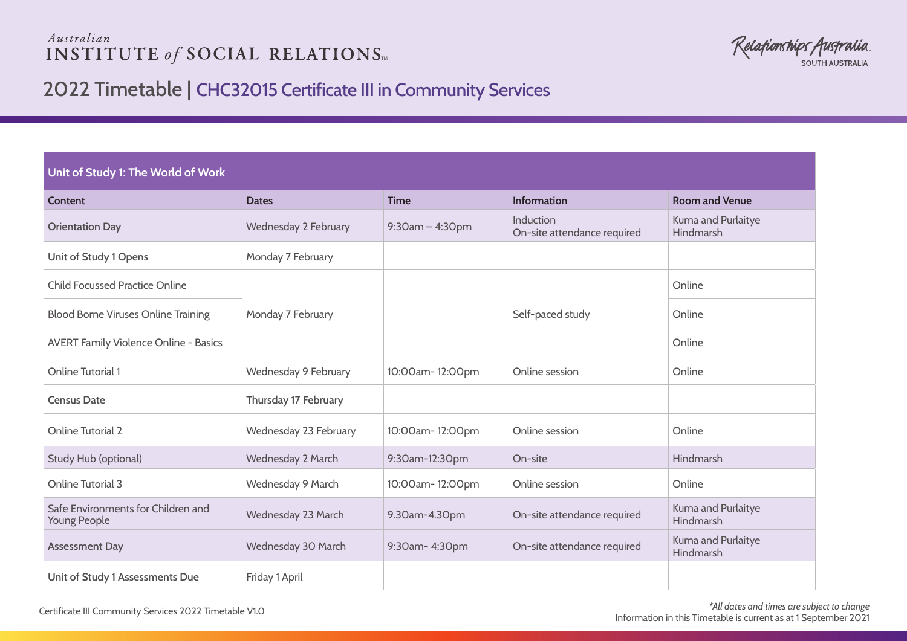Australian
INSTITUTE *of* SOCIAL RELATIONS™

Relationships Australia
SOUTH AUSTRALIA

# 2022 Timetable | CHC32015 Certificate III in Community Services

## Unit of Study 1: The World of Work

| Content | Dates | Time | Information | Room and Venue |
|---|---|---|---|---|
| **Orientation Day** | Wednesday 2 February | 9:30am – 4:30pm | Induction<br>On-site attendance required | Kuma and Purlaitye<br>Hindmarsh |
| **Unit of Study 1 Opens** | Monday 7 February | | | |
| Child Focussed Practice Online | Monday 7 February | | Self-paced study | Online |
| Blood Borne Viruses Online Training | Monday 7 February | | Self-paced study | Online |
| AVERT Family Violence Online - Basics | Monday 7 February | | Self-paced study | Online |
| Online Tutorial 1 | Wednesday 9 February | 10:00am- 12:00pm | Online session | Online |
| **Census Date** | **Thursday 17 February** | | | |
| Online Tutorial 2 | Wednesday 23 February | 10:00am- 12:00pm | Online session | Online |
| Study Hub (optional) | Wednesday 2 March | 9:30am-12:30pm | On-site | Hindmarsh |
| Online Tutorial 3 | Wednesday 9 March | 10:00am- 12:00pm | Online session | Online |
| Safe Environments for Children and Young People | Wednesday 23 March | 9.30am-4.30pm | On-site attendance required | Kuma and Purlaitye<br>Hindmarsh |
| **Assessment Day** | Wednesday 30 March | 9:30am- 4:30pm | On-site attendance required | Kuma and Purlaitye<br>Hindmarsh |
| **Unit of Study 1 Assessments Due** | Friday 1 April | | | |

Certificate III Community Services 2022 Timetable V1.0

*\*All dates and times are subject to change*
Information in this Timetable is current as at 1 September 2021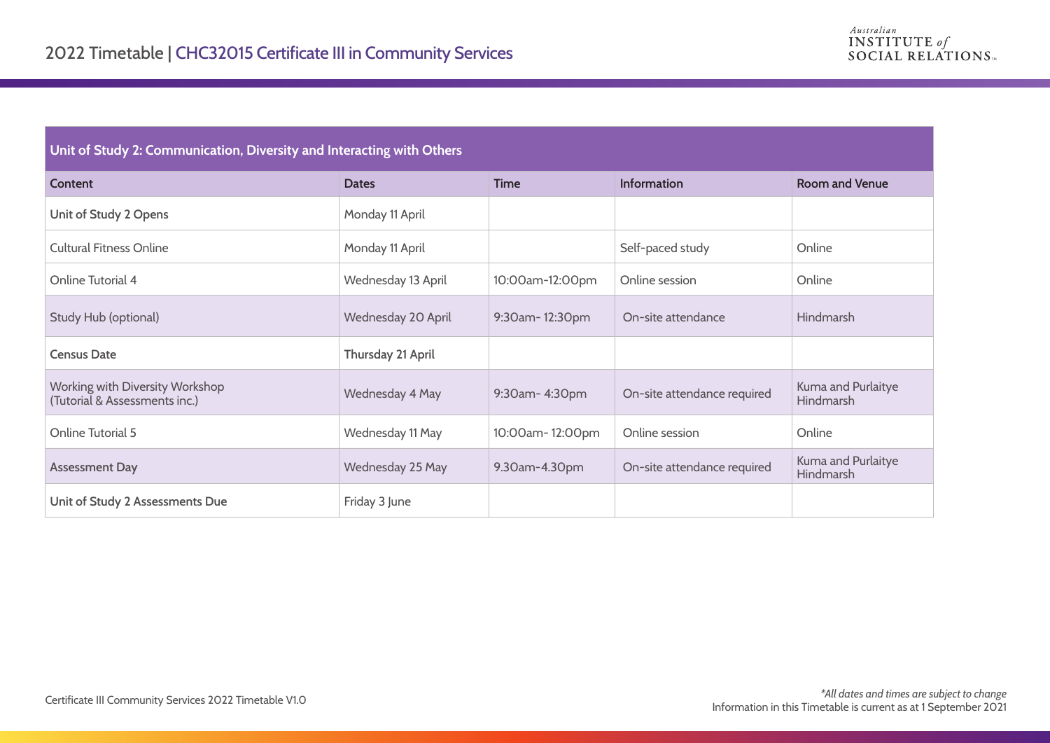# 2022 Timetable | CHC32015 Certificate III in Community Services

Australian INSTITUTE of SOCIAL RELATIONS

| Unit of Study 2: Communication, Diversity and Interacting with Others | | | | |
|---|---|---|---|---|
| **Content** | **Dates** | **Time** | **Information** | **Room and Venue** |
| **Unit of Study 2 Opens** | Monday 11 April | | | |
| Cultural Fitness Online | Monday 11 April | | Self-paced study | Online |
| Online Tutorial 4 | Wednesday 13 April | 10:00am-12:00pm | Online session | Online |
| Study Hub (optional) | Wednesday 20 April | 9:30am- 12:30pm | On-site attendance | Hindmarsh |
| **Census Date** | **Thursday 21 April** | | | |
| Working with Diversity Workshop (Tutorial & Assessments inc.) | Wednesday 4 May | 9:30am- 4:30pm | On-site attendance required | Kuma and Purlaitye Hindmarsh |
| Online Tutorial 5 | Wednesday 11 May | 10:00am- 12:00pm | Online session | Online |
| **Assessment Day** | Wednesday 25 May | 9.30am-4.30pm | On-site attendance required | Kuma and Purlaitye Hindmarsh |
| **Unit of Study 2 Assessments Due** | Friday 3 June | | | |

Certificate III Community Services 2022 Timetable V1.0

*\*All dates and times are subject to change*
Information in this Timetable is current as at 1 September 2021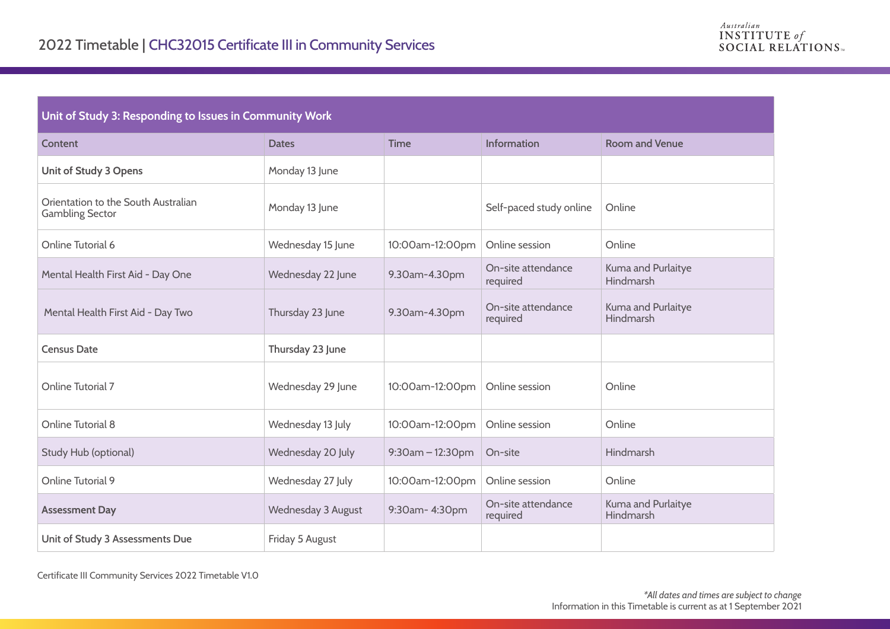# 2022 Timetable | CHC32015 Certificate III in Community Services

Australian INSTITUTE of SOCIAL RELATIONS

| Unit of Study 3: Responding to Issues in Community Work | | | | |
|---|---|---|---|---|
| Content | Dates | Time | Information | Room and Venue |
| **Unit of Study 3 Opens** | Monday 13 June | | | |
| Orientation to the South Australian Gambling Sector | Monday 13 June | | Self-paced study online | Online |
| Online Tutorial 6 | Wednesday 15 June | 10:00am-12:00pm | Online session | Online |
| Mental Health First Aid - Day One | Wednesday 22 June | 9.30am-4.30pm | On-site attendance required | Kuma and Purlaitye Hindmarsh |
| Mental Health First Aid - Day Two | Thursday 23 June | 9.30am-4.30pm | On-site attendance required | Kuma and Purlaitye Hindmarsh |
| **Census Date** | **Thursday 23 June** | | | |
| Online Tutorial 7 | Wednesday 29 June | 10:00am-12:00pm | Online session | Online |
| Online Tutorial 8 | Wednesday 13 July | 10:00am-12:00pm | Online session | Online |
| Study Hub (optional) | Wednesday 20 July | 9:30am – 12:30pm | On-site | Hindmarsh |
| Online Tutorial 9 | Wednesday 27 July | 10:00am-12:00pm | Online session | Online |
| **Assessment Day** | Wednesday 3 August | 9:30am- 4:30pm | On-site attendance required | Kuma and Purlaitye Hindmarsh |
| **Unit of Study 3 Assessments Due** | Friday 5 August | | | |

Certificate III Community Services 2022 Timetable V1.0

*\*All dates and times are subject to change*

Information in this Timetable is current as at 1 September 2021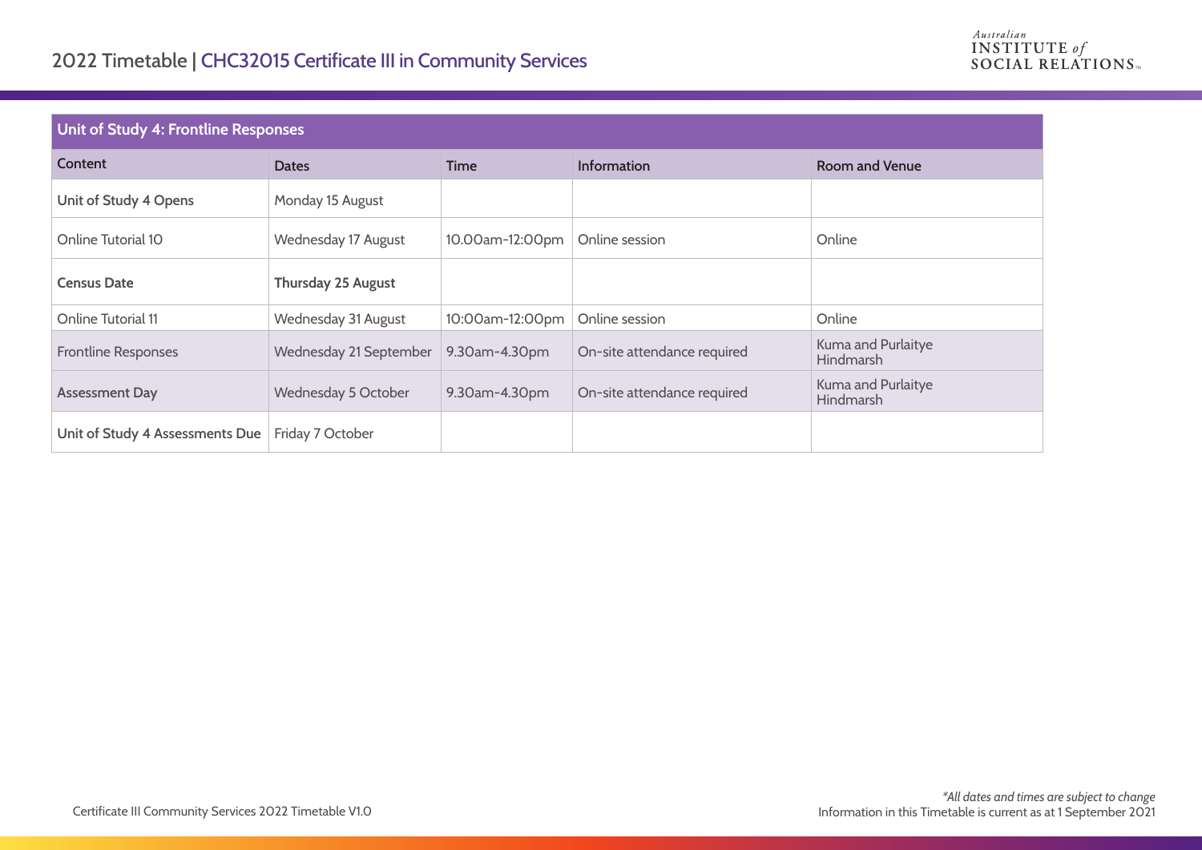# 2022 Timetable | CHC32015 Certificate III in Community Services

Australian INSTITUTE of SOCIAL RELATIONS

| Unit of Study 4: Frontline Responses | | | | |
|---|---|---|---|---|
| **Content** | **Dates** | **Time** | **Information** | **Room and Venue** |
| **Unit of Study 4 Opens** | Monday 15 August | | | |
| Online Tutorial 10 | Wednesday 17 August | 10.00am-12:00pm | Online session | Online |
| **Census Date** | **Thursday 25 August** | | | |
| Online Tutorial 11 | Wednesday 31 August | 10:00am-12:00pm | Online session | Online |
| Frontline Responses | Wednesday 21 September | 9.30am-4.30pm | On-site attendance required | Kuma and Purlaitye Hindmarsh |
| **Assessment Day** | Wednesday 5 October | 9.30am-4.30pm | On-site attendance required | Kuma and Purlaitye Hindmarsh |
| **Unit of Study 4 Assessments Due** | Friday 7 October | | | |

Certificate III Community Services 2022 Timetable V1.0

*\*All dates and times are subject to change*
Information in this Timetable is current as at 1 September 2021